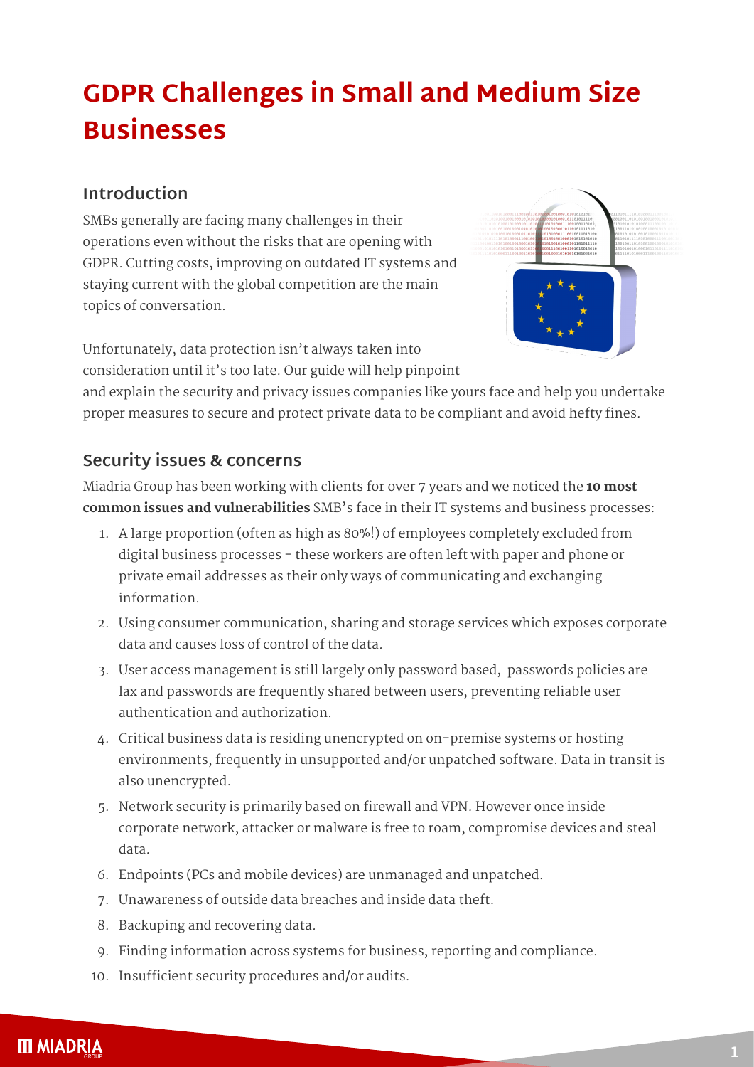# GDPR Challenges in Small and Medium Size Businesses

## Introduction

SMBs generally are facing many challenges in their operations even without the risks that are opening with GDPR. Cutting costs, improving on outdated IT systems and staying current with the global competition are the main topics of conversation.

Unfortunately, data protection isn't always taken into consideration until it's too late. Our guide will help pinpoint and explain the security and privacy issues companies like yours face and help you undertake proper measures to secure and protect private data to be compliant and avoid hefty fines.

## Security issues & concerns

Miadria Group has been working with clients for over 7 years and we noticed the **10 most common issues and vulnerabilities** SMB's face in their IT systems and business processes:

1. A large proportion (often as high as 80%!) of employees completely excluded from digital business processes - these workers are often left with paper and phone or private email addresses as their only ways of communicating and exchanging information.
2. Using consumer communication, sharing and storage services which exposes corporate data and causes loss of control of the data.
3. User access management is still largely only password based, passwords policies are lax and passwords are frequently shared between users, preventing reliable user authentication and authorization.
4. Critical business data is residing unencrypted on on-premise systems or hosting environments, frequently in unsupported and/or unpatched software. Data in transit is also unencrypted.
5. Network security is primarily based on firewall and VPN. However once inside corporate network, attacker or malware is free to roam, compromise devices and steal data.
6. Endpoints (PCs and mobile devices) are unmanaged and unpatched.
7. Unawareness of outside data breaches and inside data theft.
8. Backuping and recovering data.
9. Finding information across systems for business, reporting and compliance.
10. Insufficient security procedures and/or audits.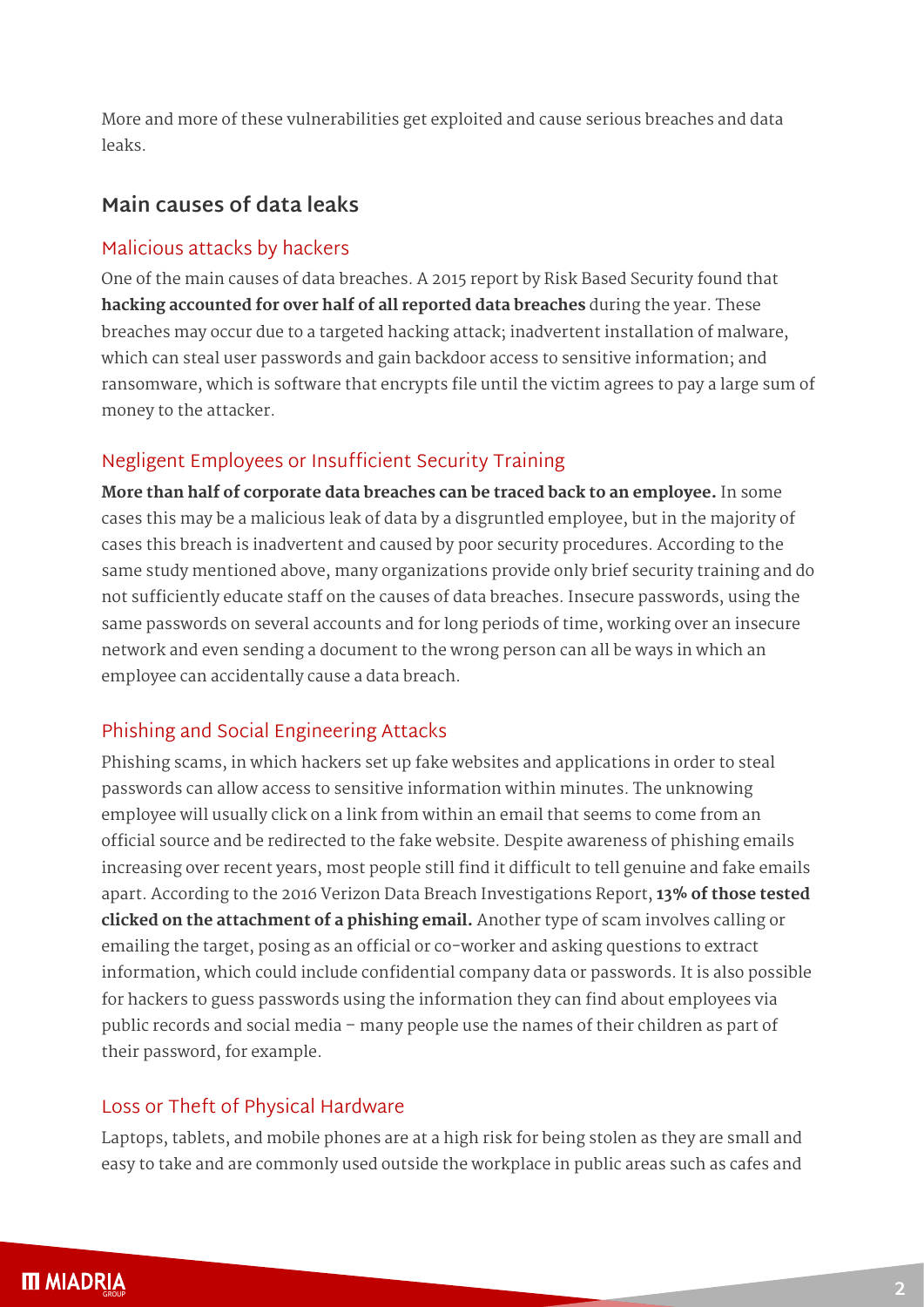More and more of these vulnerabilities get exploited and cause serious breaches and data leaks.

## Main causes of data leaks

### Malicious attacks by hackers

One of the main causes of data breaches. A 2015 report by Risk Based Security found that **hacking accounted for over half of all reported data breaches** during the year. These breaches may occur due to a targeted hacking attack; inadvertent installation of malware, which can steal user passwords and gain backdoor access to sensitive information; and ransomware, which is software that encrypts file until the victim agrees to pay a large sum of money to the attacker.

### Negligent Employees or Insufficient Security Training

**More than half of corporate data breaches can be traced back to an employee.** In some cases this may be a malicious leak of data by a disgruntled employee, but in the majority of cases this breach is inadvertent and caused by poor security procedures. According to the same study mentioned above, many organizations provide only brief security training and do not sufficiently educate staff on the causes of data breaches. Insecure passwords, using the same passwords on several accounts and for long periods of time, working over an insecure network and even sending a document to the wrong person can all be ways in which an employee can accidentally cause a data breach.

### Phishing and Social Engineering Attacks

Phishing scams, in which hackers set up fake websites and applications in order to steal passwords can allow access to sensitive information within minutes. The unknowing employee will usually click on a link from within an email that seems to come from an official source and be redirected to the fake website. Despite awareness of phishing emails increasing over recent years, most people still find it difficult to tell genuine and fake emails apart. According to the 2016 Verizon Data Breach Investigations Report, **13% of those tested clicked on the attachment of a phishing email.** Another type of scam involves calling or emailing the target, posing as an official or co-worker and asking questions to extract information, which could include confidential company data or passwords. It is also possible for hackers to guess passwords using the information they can find about employees via public records and social media – many people use the names of their children as part of their password, for example.

### Loss or Theft of Physical Hardware

Laptops, tablets, and mobile phones are at a high risk for being stolen as they are small and easy to take and are commonly used outside the workplace in public areas such as cafes and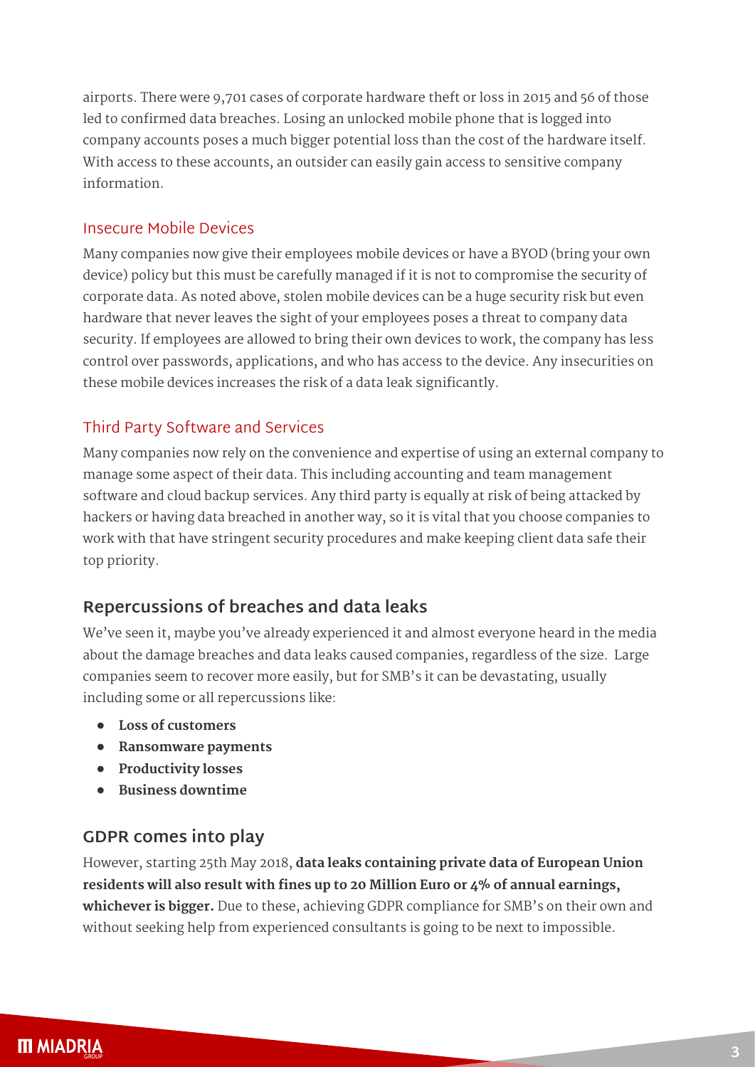airports. There were 9,701 cases of corporate hardware theft or loss in 2015 and 56 of those led to confirmed data breaches. Losing an unlocked mobile phone that is logged into company accounts poses a much bigger potential loss than the cost of the hardware itself. With access to these accounts, an outsider can easily gain access to sensitive company information.

### Insecure Mobile Devices

Many companies now give their employees mobile devices or have a BYOD (bring your own device) policy but this must be carefully managed if it is not to compromise the security of corporate data. As noted above, stolen mobile devices can be a huge security risk but even hardware that never leaves the sight of your employees poses a threat to company data security. If employees are allowed to bring their own devices to work, the company has less control over passwords, applications, and who has access to the device. Any insecurities on these mobile devices increases the risk of a data leak significantly.

### Third Party Software and Services

Many companies now rely on the convenience and expertise of using an external company to manage some aspect of their data. This including accounting and team management software and cloud backup services. Any third party is equally at risk of being attacked by hackers or having data breached in another way, so it is vital that you choose companies to work with that have stringent security procedures and make keeping client data safe their top priority.

## Repercussions of breaches and data leaks

We've seen it, maybe you've already experienced it and almost everyone heard in the media about the damage breaches and data leaks caused companies, regardless of the size. Large companies seem to recover more easily, but for SMB's it can be devastating, usually including some or all repercussions like:

- **Loss of customers**
- **Ransomware payments**
- **Productivity losses**
- **Business downtime**

## GDPR comes into play

However, starting 25th May 2018, **data leaks containing private data of European Union residents will also result with fines up to 20 Million Euro or 4% of annual earnings, whichever is bigger.** Due to these, achieving GDPR compliance for SMB's on their own and without seeking help from experienced consultants is going to be next to impossible.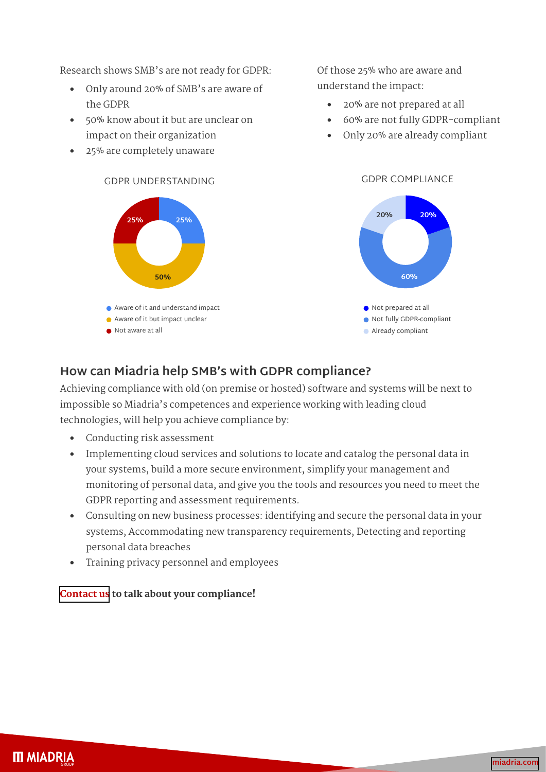Research shows SMB's are not ready for GDPR:

- Only around 20% of SMB's are aware of the GDPR
- 50% know about it but are unclear on impact on their organization
- 25% are completely unaware

Of those 25% who are aware and understand the impact:

- 20% are not prepared at all
- 60% are not fully GDPR-compliant
- Only 20% are already compliant

GDPR UNDERSTANDING

25%
25%
50%

Aware of it and understand impact
Aware of it but impact unclear
Not aware at all

GDPR COMPLIANCE

20%
20%
60%

Not prepared at all
Not fully GDPR-compliant
Already compliant

## How can Miadria help SMB's with GDPR compliance?

Achieving compliance with old (on premise or hosted) software and systems will be next to impossible so Miadria's competences and experience working with leading cloud technologies, will help you achieve compliance by:

- Conducting risk assessment
- Implementing cloud services and solutions to locate and catalog the personal data in your systems, build a more secure environment, simplify your management and monitoring of personal data, and give you the tools and resources you need to meet the GDPR reporting and assessment requirements.
- Consulting on new business processes: identifying and secure the personal data in your systems, Accommodating new transparency requirements, Detecting and reporting personal data breaches
- Training privacy personnel and employees

**Contact us to talk about your compliance!**